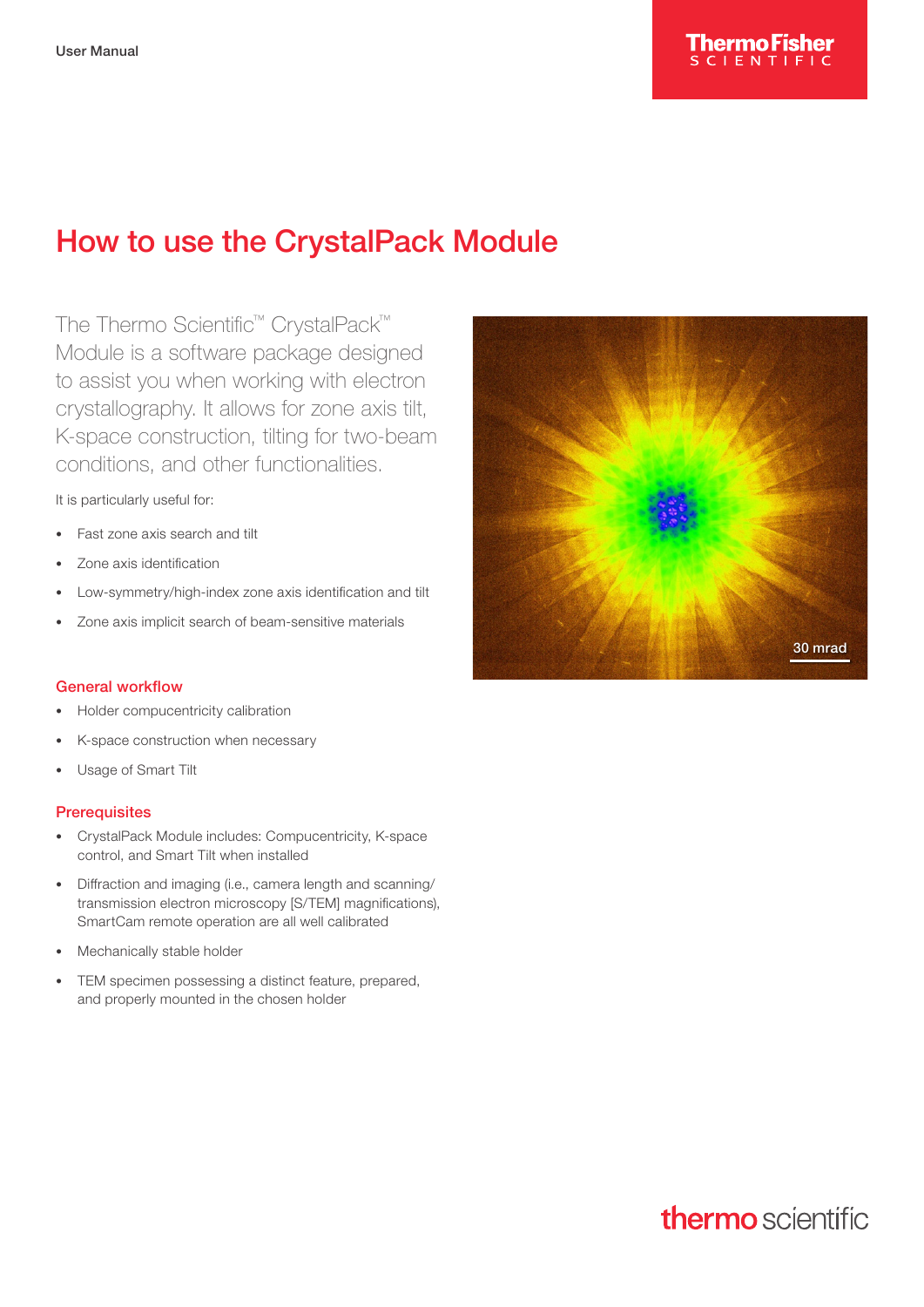User Manual

# How to use the CrystalPack Module

The Thermo Scientific™ CrystalPack™ Module is a software package designed to assist you when working with electron crystallography. It allows for zone axis tilt, K-space construction, tilting for two-beam conditions, and other functionalities.

It is particularly useful for:

- Fast zone axis search and tilt
- Zone axis identification
- Low-symmetry/high-index zone axis identification and tilt
- Zone axis implicit search of beam-sensitive materials

## General workflow

- Holder compucentricity calibration
- K-space construction when necessary
- Usage of Smart Tilt

## Prerequisites

- CrystalPack Module includes: Compucentricity, K-space control, and Smart Tilt when installed
- Diffraction and imaging (i.e., camera length and scanning/transmission electron microscopy [S/TEM] magnifications), SmartCam remote operation are all well calibrated
- Mechanically stable holder
- TEM specimen possessing a distinct feature, prepared, and properly mounted in the chosen holder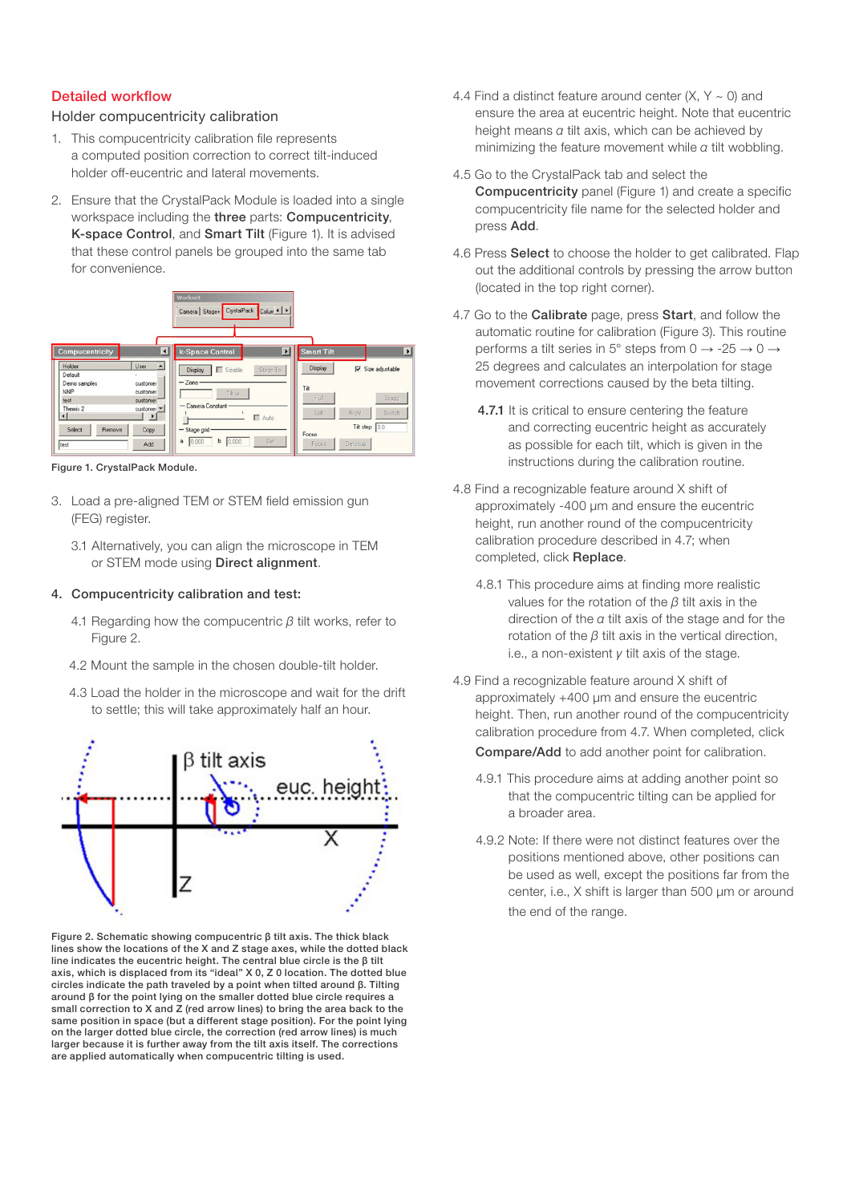## Detailed workflow

### Holder compucentricity calibration

1. This compucentricity calibration file represents a computed position correction to correct tilt-induced holder off-eucentric and lateral movements.

2. Ensure that the CrystalPack Module is loaded into a single workspace including the **three** parts: **Compucentricity**, **K-space Control**, and **Smart Tilt** (Figure 1). It is advised that these control panels be grouped into the same tab for convenience.

Figure 1. CrystalPack Module.

3. Load a pre-aligned TEM or STEM field emission gun (FEG) register.

   3.1 Alternatively, you can align the microscope in TEM or STEM mode using **Direct alignment**.

4. **Compucentricity calibration and test:**

   4.1 Regarding how the compucentric $\beta$ tilt works, refer to Figure 2.

   4.2 Mount the sample in the chosen double-tilt holder.

   4.3 Load the holder in the microscope and wait for the drift to settle; this will take approximately half an hour.

Figure 2. Schematic showing compucentric β tilt axis. The thick black lines show the locations of the X and Z stage axes, while the dotted black line indicates the eucentric height. The central blue circle is the β tilt axis, which is displaced from its "ideal" X 0, Z 0 location. The dotted blue circles indicate the path traveled by a point when tilted around β. Tilting around β for the point lying on the smaller dotted blue circle requires a small correction to X and Z (red arrow lines) to bring the area back to the same position in space (but a different stage position). For the point lying on the larger dotted blue circle, the correction (red arrow lines) is much larger because it is further away from the tilt axis itself. The corrections are applied automatically when compucentric tilting is used.

   4.4 Find a distinct feature around center (X, Y ~ 0) and ensure the area at eucentric height. Note that eucentric height means $\alpha$ tilt axis, which can be achieved by minimizing the feature movement while $\alpha$ tilt wobbling.

   4.5 Go to the CrystalPack tab and select the **Compucentricity** panel (Figure 1) and create a specific compucentricity file name for the selected holder and press **Add**.

   4.6 Press **Select** to choose the holder to get calibrated. Flap out the additional controls by pressing the arrow button (located in the top right corner).

   4.7 Go to the **Calibrate** page, press **Start**, and follow the automatic routine for calibration (Figure 3). This routine performs a tilt series in 5° steps from 0 → -25 → 0 → 25 degrees and calculates an interpolation for stage movement corrections caused by the beta tilting.

      **4.7.1** It is critical to ensure centering the feature and correcting eucentric height as accurately as possible for each tilt, which is given in the instructions during the calibration routine.

   4.8 Find a recognizable feature around X shift of approximately -400 µm and ensure the eucentric height, run another round of the compucentricity calibration procedure described in 4.7; when completed, click **Replace**.

      4.8.1 This procedure aims at finding more realistic values for the rotation of the $\beta$ tilt axis in the direction of the $\alpha$ tilt axis of the stage and for the rotation of the $\beta$ tilt axis in the vertical direction, i.e., a non-existent $\gamma$ tilt axis of the stage.

   4.9 Find a recognizable feature around X shift of approximately +400 µm and ensure the eucentric height. Then, run another round of the compucentricity calibration procedure from 4.7. When completed, click **Compare/Add** to add another point for calibration.

      4.9.1 This procedure aims at adding another point so that the compucentric tilting can be applied for a broader area.

      4.9.2 Note: If there were not distinct features over the positions mentioned above, other positions can be used as well, except the positions far from the center, i.e., X shift is larger than 500 µm or around the end of the range.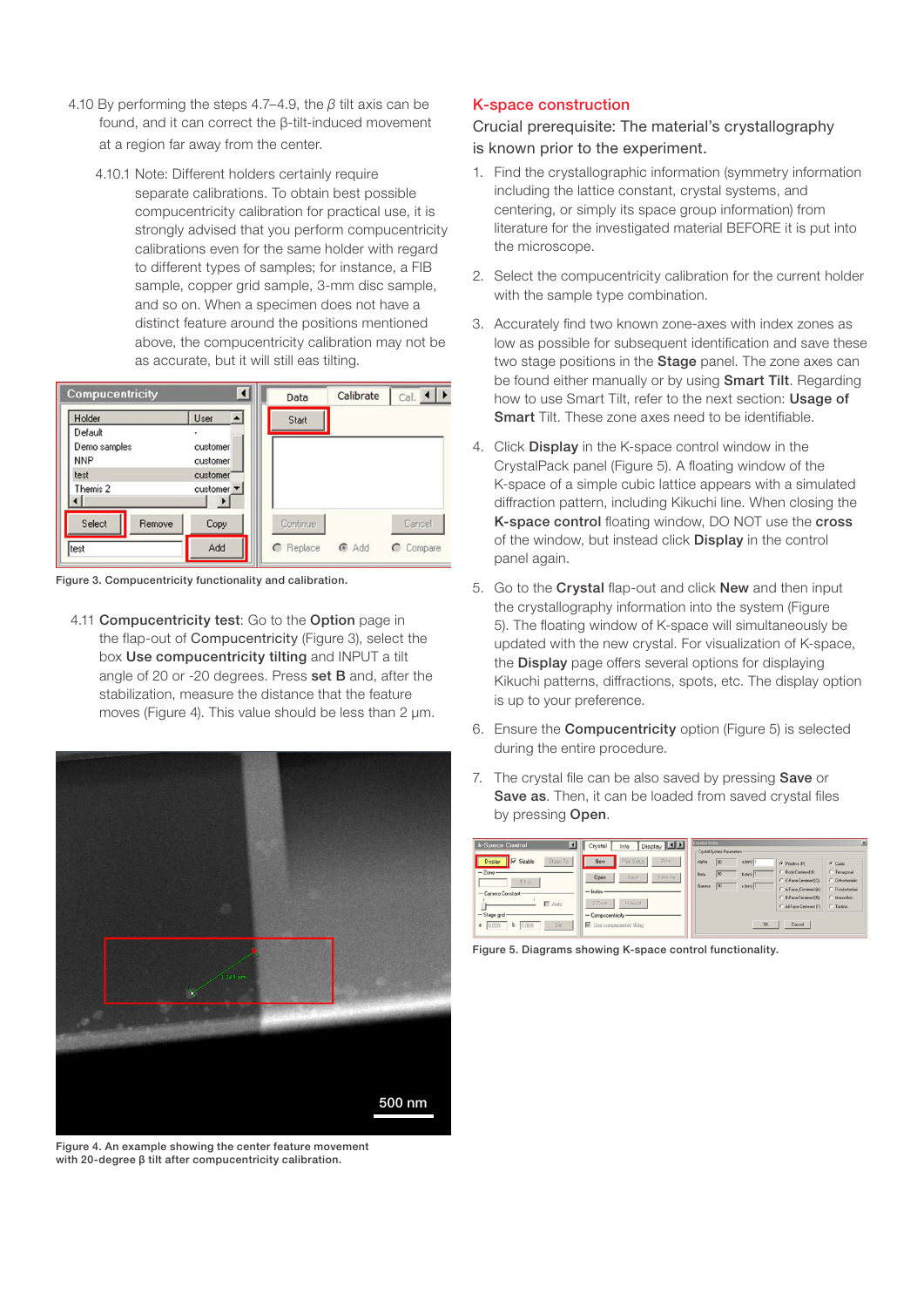4.10 By performing the steps 4.7–4.9, the *β* tilt axis can be found, and it can correct the β-tilt-induced movement at a region far away from the center.

4.10.1 Note: Different holders certainly require separate calibrations. To obtain best possible compucentricity calibration for practical use, it is strongly advised that you perform compucentricity calibrations even for the same holder with regard to different types of samples; for instance, a FIB sample, copper grid sample, 3-mm disc sample, and so on. When a specimen does not have a distinct feature around the positions mentioned above, the compucentricity calibration may not be as accurate, but it will still eas tilting.

Figure 3. Compucentricity functionality and calibration.

4.11 **Compucentricity test**: Go to the **Option** page in the flap-out of **Compucentricity** (Figure 3), select the box **Use compucentricity tilting** and INPUT a tilt angle of 20 or -20 degrees. Press **set B** and, after the stabilization, measure the distance that the feature moves (Figure 4). This value should be less than 2 µm.

Figure 4. An example showing the center feature movement with 20-degree β tilt after compucentricity calibration.

## K-space construction

### Crucial prerequisite: The material's crystallography is known prior to the experiment.

1. Find the crystallographic information (symmetry information including the lattice constant, crystal systems, and centering, or simply its space group information) from literature for the investigated material BEFORE it is put into the microscope.
2. Select the compucentricity calibration for the current holder with the sample type combination.
3. Accurately find two known zone-axes with index zones as low as possible for subsequent identification and save these two stage positions in the **Stage** panel. The zone axes can be found either manually or by using **Smart Tilt**. Regarding how to use Smart Tilt, refer to the next section: **Usage of Smart** Tilt. These zone axes need to be identifiable.
4. Click **Display** in the K-space control window in the CrystalPack panel (Figure 5). A floating window of the K-space of a simple cubic lattice appears with a simulated diffraction pattern, including Kikuchi line. When closing the **K-space control** floating window, DO NOT use the **cross** of the window, but instead click **Display** in the control panel again.
5. Go to the **Crystal** flap-out and click **New** and then input the crystallography information into the system (Figure 5). The floating window of K-space will simultaneously be updated with the new crystal. For visualization of K-space, the **Display** page offers several options for displaying Kikuchi patterns, diffractions, spots, etc. The display option is up to your preference.
6. Ensure the **Compucentricity** option (Figure 5) is selected during the entire procedure.
7. The crystal file can be also saved by pressing **Save** or **Save as**. Then, it can be loaded from saved crystal files by pressing **Open**.

Figure 5. Diagrams showing K-space control functionality.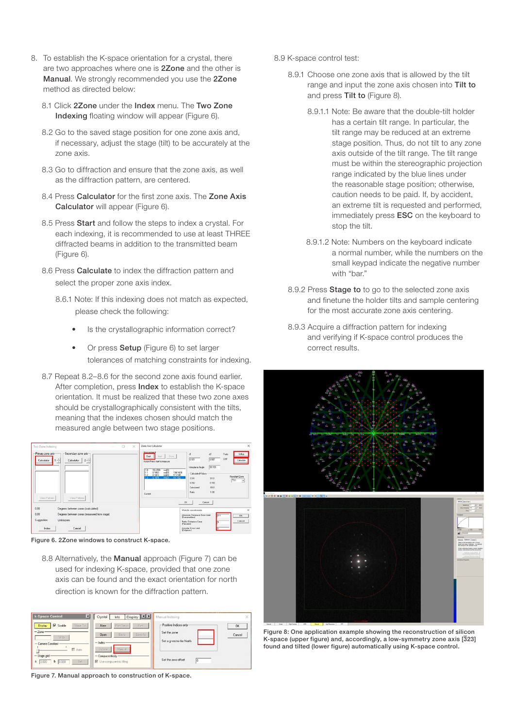8. To establish the K-space orientation for a crystal, there are two approaches where one is **2Zone** and the other is **Manual**. We strongly recommended you use the **2Zone** method as directed below:

   8.1 Click **2Zone** under the **Index** menu. The **Two Zone Indexing** floating window will appear (Figure 6).

   8.2 Go to the saved stage position for one zone axis and, if necessary, adjust the stage (tilt) to be accurately at the zone axis.

   8.3 Go to diffraction and ensure that the zone axis, as well as the diffraction pattern, are centered.

   8.4 Press **Calculator** for the first zone axis. The **Zone Axis Calculator** will appear (Figure 6).

   8.5 Press **Start** and follow the steps to index a crystal. For each indexing, it is recommended to use at least THREE diffracted beams in addition to the transmitted beam (Figure 6).

   8.6 Press **Calculate** to index the diffraction pattern and select the proper zone axis index.

   8.6.1 Note: If this indexing does not match as expected, please check the following:

   - Is the crystallographic information correct?
   - Or press **Setup** (Figure 6) to set larger tolerances of matching constraints for indexing.

   8.7 Repeat 8.2–8.6 for the second zone axis found earlier. After completion, press **Index** to establish the K-space orientation. It must be realized that these two zone axes should be crystallographically consistent with the tilts, meaning that the indexes chosen should match the measured angle between two stage positions.

Figure 6. 2Zone windows to construct K-space.

   8.8 Alternatively, the **Manual** approach (Figure 7) can be used for indexing K-space, provided that one zone axis can be found and the exact orientation for north direction is known for the diffraction pattern.

Figure 7. Manual approach to construction of K-space.

8.9 K-space control test:

   8.9.1 Choose one zone axis that is allowed by the tilt range and input the zone axis chosen into **Tilt to** and press **Tilt to** (Figure 8).

   8.9.1.1 Note: Be aware that the double-tilt holder has a certain tilt range. In particular, the tilt range may be reduced at an extreme stage position. Thus, do not tilt to any zone axis outside of the tilt range. The tilt range must be within the stereographic projection range indicated by the blue lines under the reasonable stage position; otherwise, caution needs to be paid. If, by accident, an extreme tilt is requested and performed, immediately press **ESC** on the keyboard to stop the tilt.

   8.9.1.2 Note: Numbers on the keyboard indicate a normal number, while the numbers on the small keypad indicate the negative number with "bar."

   8.9.2 Press **Stage to** to go to the selected zone axis and finetune the holder tilts and sample centering for the most accurate zone axis centering.

   8.9.3 Acquire a diffraction pattern for indexing and verifying if K-space control produces the correct results.

Figure 8: One application example showing the reconstruction of silicon K-space (upper figure) and, accordingly, a low-symmetry zone axis [323] found and tilted (lower figure) automatically using K-space control.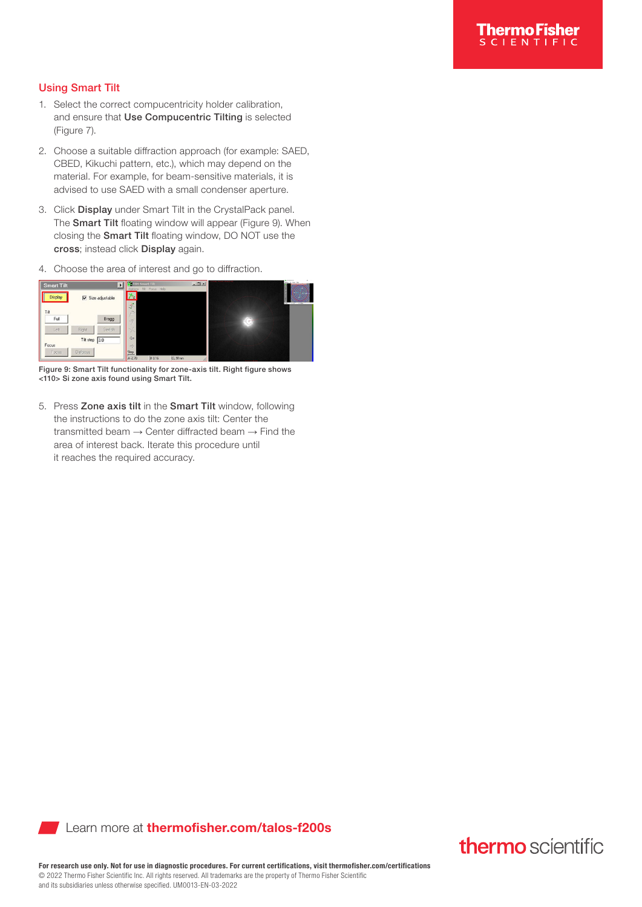## Using Smart Tilt

1. Select the correct compucentricity holder calibration, and ensure that **Use Compucentric Tilting** is selected (Figure 7).
2. Choose a suitable diffraction approach (for example: SAED, CBED, Kikuchi pattern, etc.), which may depend on the material. For example, for beam-sensitive materials, it is advised to use SAED with a small condenser aperture.
3. Click **Display** under Smart Tilt in the CrystalPack panel. The **Smart Tilt** floating window will appear (Figure 9). When closing the **Smart Tilt** floating window, DO NOT use the **cross**; instead click **Display** again.
4. Choose the area of interest and go to diffraction.

Figure 9: Smart Tilt functionality for zone-axis tilt. Right figure shows <110> Si zone axis found using Smart Tilt.

5. Press **Zone axis tilt** in the **Smart Tilt** window, following the instructions to do the zone axis tilt: Center the transmitted beam → Center diffracted beam → Find the area of interest back. Iterate this procedure until it reaches the required accuracy.

Learn more at **thermofisher.com/talos-f200s**

**For research use only. Not for use in diagnostic procedures. For current certifications, visit thermofisher.com/certifications**
© 2022 Thermo Fisher Scientific Inc. All rights reserved. All trademarks are the property of Thermo Fisher Scientific and its subsidiaries unless otherwise specified. UM0013-EN-03-2022